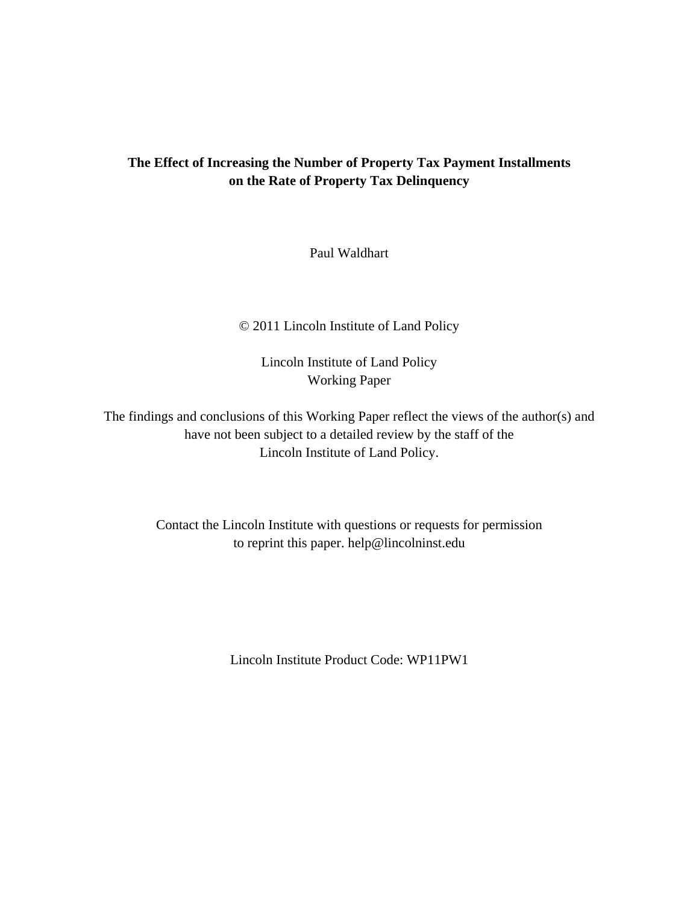**The Effect of Increasing the Number of Property Tax Payment Installments on the Rate of Property Tax Delinquency**

Paul Waldhart

© 2011 Lincoln Institute of Land Policy

Lincoln Institute of Land Policy
Working Paper

The findings and conclusions of this Working Paper reflect the views of the author(s) and have not been subject to a detailed review by the staff of the Lincoln Institute of Land Policy.

Contact the Lincoln Institute with questions or requests for permission to reprint this paper. help@lincolninst.edu

Lincoln Institute Product Code: WP11PW1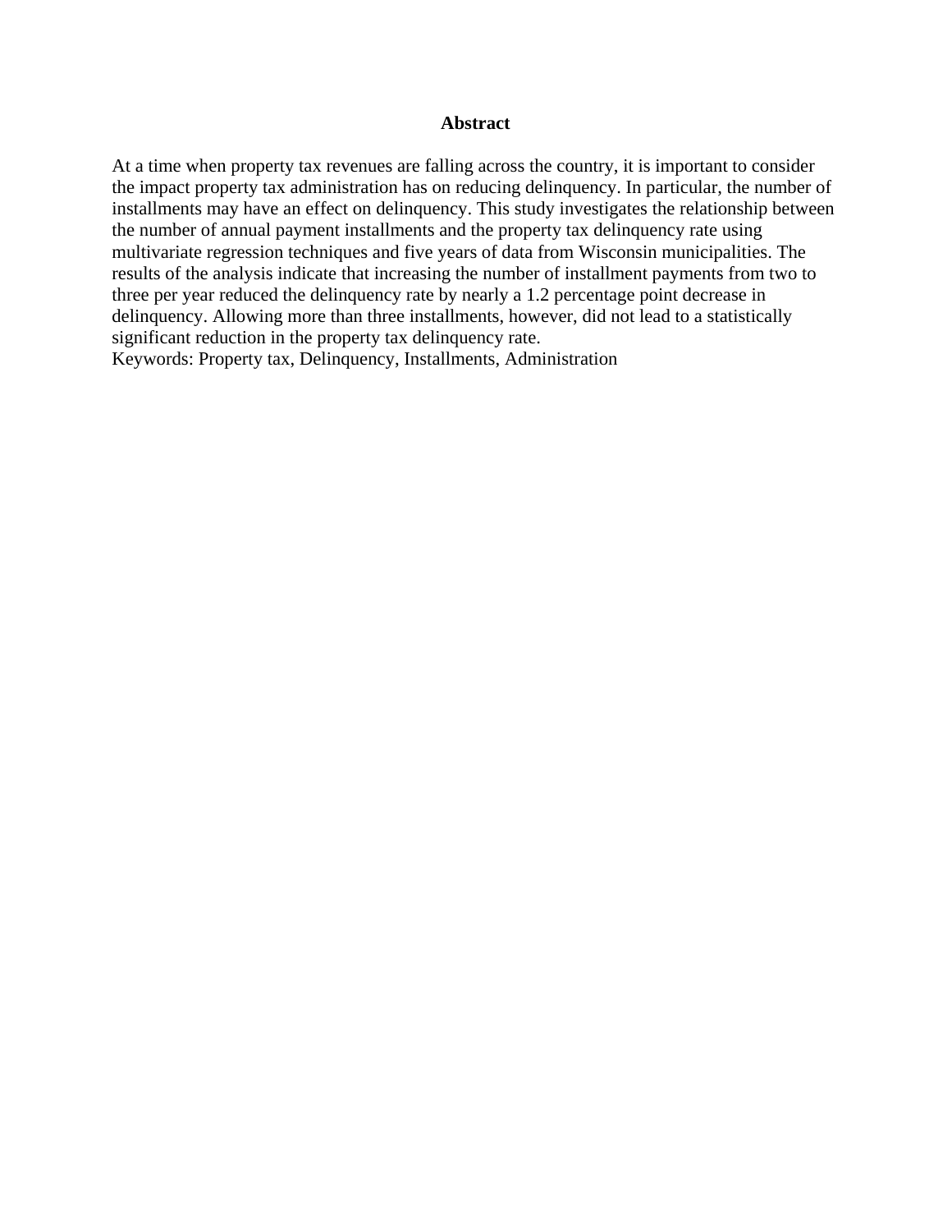## Abstract

At a time when property tax revenues are falling across the country, it is important to consider the impact property tax administration has on reducing delinquency. In particular, the number of installments may have an effect on delinquency. This study investigates the relationship between the number of annual payment installments and the property tax delinquency rate using multivariate regression techniques and five years of data from Wisconsin municipalities. The results of the analysis indicate that increasing the number of installment payments from two to three per year reduced the delinquency rate by nearly a 1.2 percentage point decrease in delinquency. Allowing more than three installments, however, did not lead to a statistically significant reduction in the property tax delinquency rate.

Keywords: Property tax, Delinquency, Installments, Administration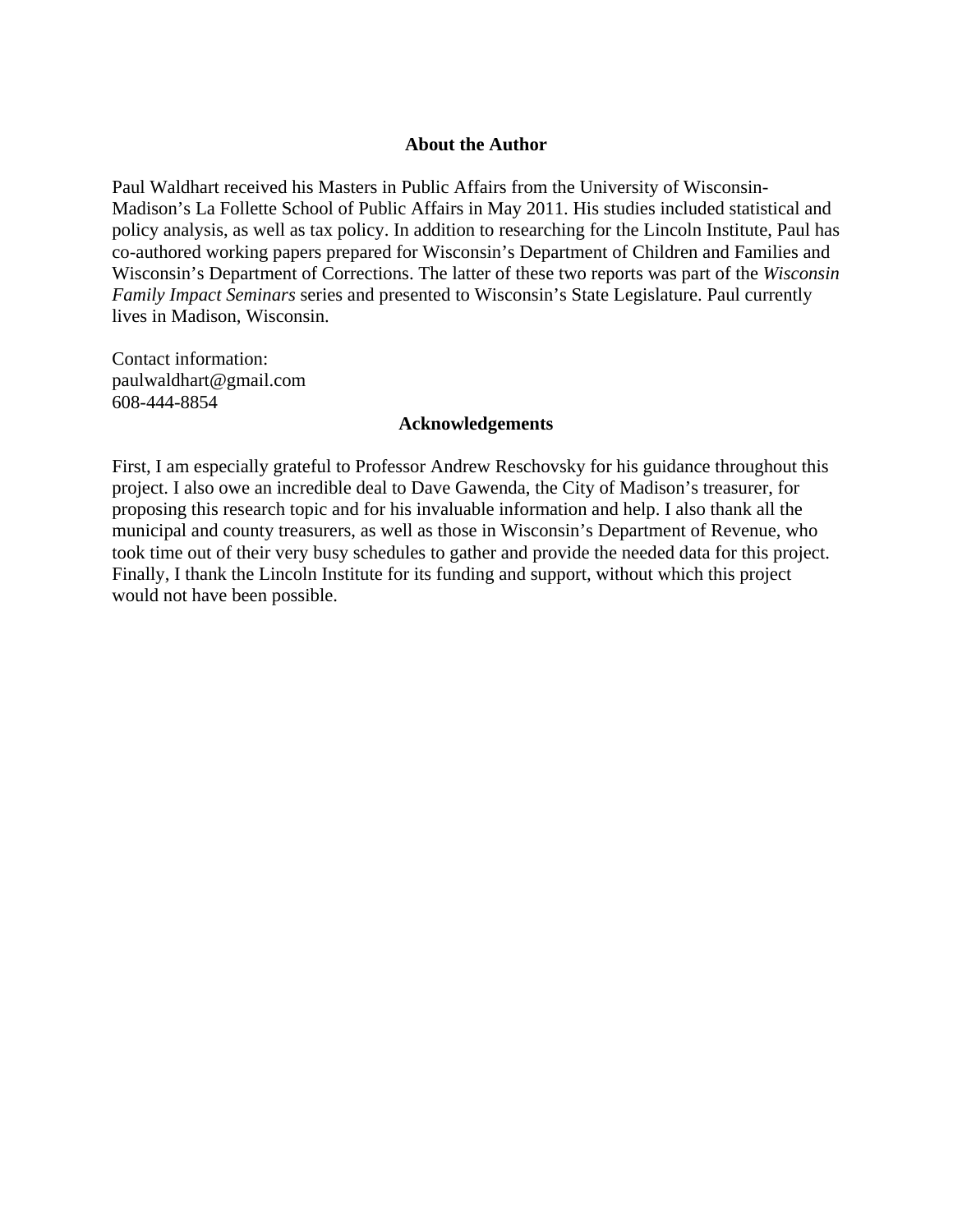## About the Author

Paul Waldhart received his Masters in Public Affairs from the University of Wisconsin-Madison's La Follette School of Public Affairs in May 2011. His studies included statistical and policy analysis, as well as tax policy. In addition to researching for the Lincoln Institute, Paul has co-authored working papers prepared for Wisconsin's Department of Children and Families and Wisconsin's Department of Corrections. The latter of these two reports was part of the *Wisconsin Family Impact Seminars* series and presented to Wisconsin's State Legislature. Paul currently lives in Madison, Wisconsin.

Contact information:
paulwaldhart@gmail.com
608-444-8854

## Acknowledgements

First, I am especially grateful to Professor Andrew Reschovsky for his guidance throughout this project. I also owe an incredible deal to Dave Gawenda, the City of Madison's treasurer, for proposing this research topic and for his invaluable information and help. I also thank all the municipal and county treasurers, as well as those in Wisconsin's Department of Revenue, who took time out of their very busy schedules to gather and provide the needed data for this project. Finally, I thank the Lincoln Institute for its funding and support, without which this project would not have been possible.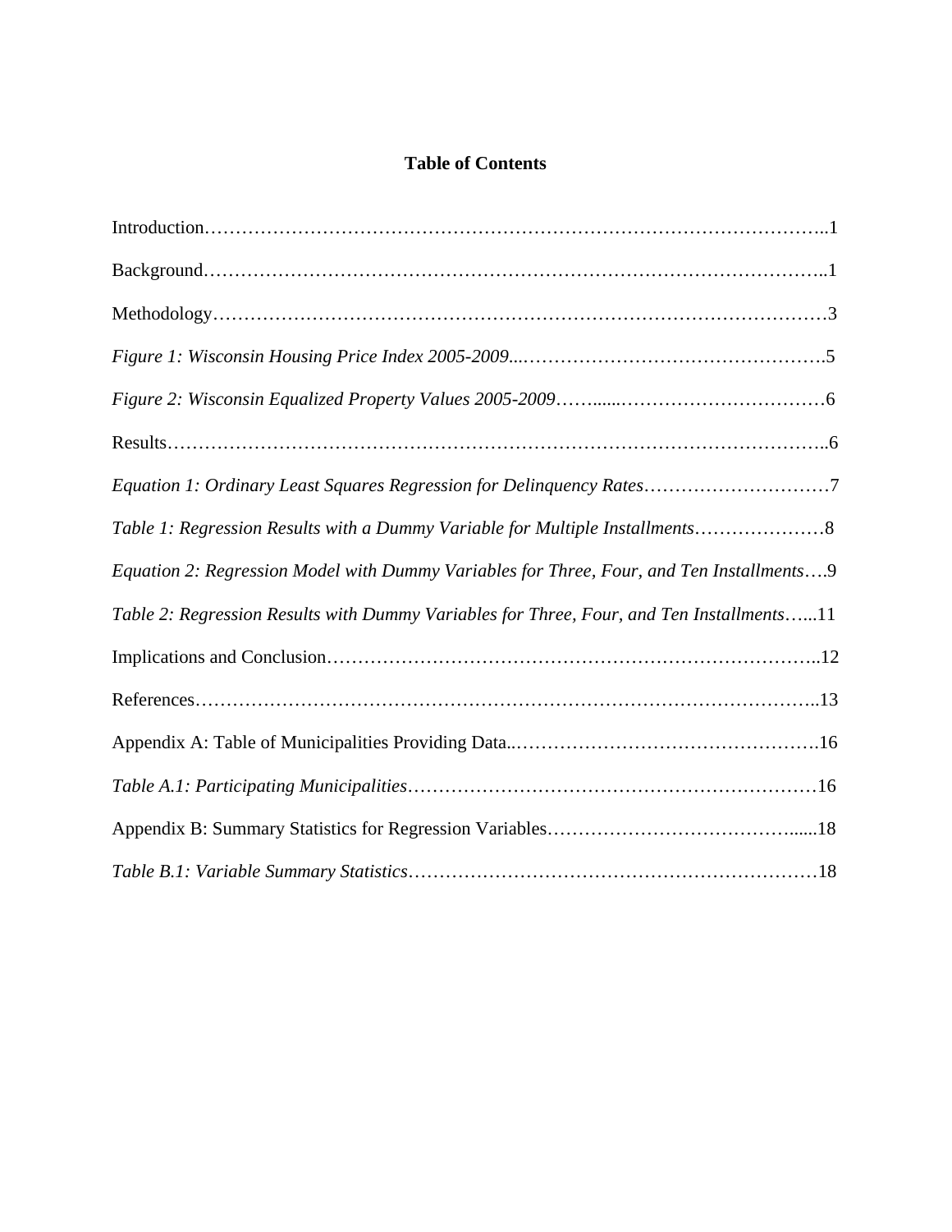# Table of Contents

Introduction……………………………………………………………………………………..1

Background……………………………………………………………………………………..1

Methodology……………………………………………………………………………………3

*Figure 1: Wisconsin Housing Price Index 2005-2009*...………………………………………….5

*Figure 2: Wisconsin Equalized Property Values 2005-2009*……......……………………………6

Results…………………………………………………………………………………………..6

*Equation 1: Ordinary Least Squares Regression for Delinquency Rates*…………………………7

*Table 1: Regression Results with a Dummy Variable for Multiple Installments*…………………8

*Equation 2: Regression Model with Dummy Variables for Three, Four, and Ten Installments*….9

*Table 2: Regression Results with Dummy Variables for Three, Four, and Ten Installments*…...11

Implications and Conclusion…………………………………………………………………..12

References……………………………………………………………………………………..13

Appendix A: Table of Municipalities Providing Data..………………………………………….16

*Table A.1: Participating Municipalities*…………………………………………………………16

Appendix B: Summary Statistics for Regression Variables…………………………………......18

*Table B.1: Variable Summary Statistics*…………………………………………………………18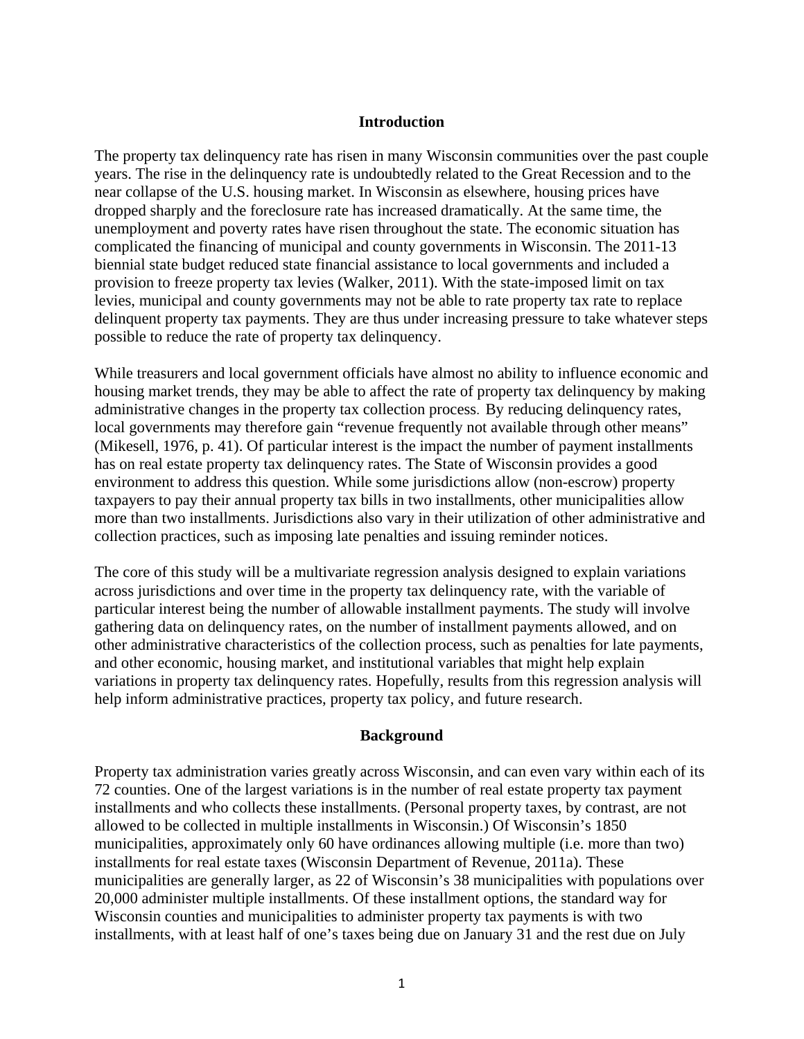## Introduction

The property tax delinquency rate has risen in many Wisconsin communities over the past couple years. The rise in the delinquency rate is undoubtedly related to the Great Recession and to the near collapse of the U.S. housing market. In Wisconsin as elsewhere, housing prices have dropped sharply and the foreclosure rate has increased dramatically. At the same time, the unemployment and poverty rates have risen throughout the state. The economic situation has complicated the financing of municipal and county governments in Wisconsin. The 2011-13 biennial state budget reduced state financial assistance to local governments and included a provision to freeze property tax levies (Walker, 2011). With the state-imposed limit on tax levies, municipal and county governments may not be able to rate property tax rate to replace delinquent property tax payments. They are thus under increasing pressure to take whatever steps possible to reduce the rate of property tax delinquency.

While treasurers and local government officials have almost no ability to influence economic and housing market trends, they may be able to affect the rate of property tax delinquency by making administrative changes in the property tax collection process. By reducing delinquency rates, local governments may therefore gain "revenue frequently not available through other means" (Mikesell, 1976, p. 41). Of particular interest is the impact the number of payment installments has on real estate property tax delinquency rates. The State of Wisconsin provides a good environment to address this question. While some jurisdictions allow (non-escrow) property taxpayers to pay their annual property tax bills in two installments, other municipalities allow more than two installments. Jurisdictions also vary in their utilization of other administrative and collection practices, such as imposing late penalties and issuing reminder notices.

The core of this study will be a multivariate regression analysis designed to explain variations across jurisdictions and over time in the property tax delinquency rate, with the variable of particular interest being the number of allowable installment payments. The study will involve gathering data on delinquency rates, on the number of installment payments allowed, and on other administrative characteristics of the collection process, such as penalties for late payments, and other economic, housing market, and institutional variables that might help explain variations in property tax delinquency rates. Hopefully, results from this regression analysis will help inform administrative practices, property tax policy, and future research.

## Background

Property tax administration varies greatly across Wisconsin, and can even vary within each of its 72 counties. One of the largest variations is in the number of real estate property tax payment installments and who collects these installments. (Personal property taxes, by contrast, are not allowed to be collected in multiple installments in Wisconsin.) Of Wisconsin's 1850 municipalities, approximately only 60 have ordinances allowing multiple (i.e. more than two) installments for real estate taxes (Wisconsin Department of Revenue, 2011a). These municipalities are generally larger, as 22 of Wisconsin's 38 municipalities with populations over 20,000 administer multiple installments. Of these installment options, the standard way for Wisconsin counties and municipalities to administer property tax payments is with two installments, with at least half of one's taxes being due on January 31 and the rest due on July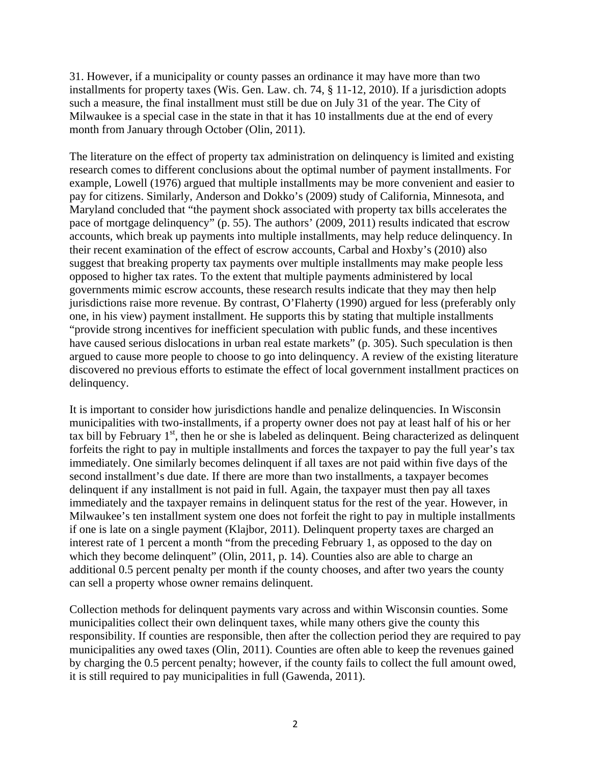31. However, if a municipality or county passes an ordinance it may have more than two installments for property taxes (Wis. Gen. Law. ch. 74, § 11-12, 2010). If a jurisdiction adopts such a measure, the final installment must still be due on July 31 of the year. The City of Milwaukee is a special case in the state in that it has 10 installments due at the end of every month from January through October (Olin, 2011).

The literature on the effect of property tax administration on delinquency is limited and existing research comes to different conclusions about the optimal number of payment installments. For example, Lowell (1976) argued that multiple installments may be more convenient and easier to pay for citizens. Similarly, Anderson and Dokko's (2009) study of California, Minnesota, and Maryland concluded that "the payment shock associated with property tax bills accelerates the pace of mortgage delinquency" (p. 55). The authors' (2009, 2011) results indicated that escrow accounts, which break up payments into multiple installments, may help reduce delinquency. In their recent examination of the effect of escrow accounts, Carbal and Hoxby's (2010) also suggest that breaking property tax payments over multiple installments may make people less opposed to higher tax rates. To the extent that multiple payments administered by local governments mimic escrow accounts, these research results indicate that they may then help jurisdictions raise more revenue. By contrast, O'Flaherty (1990) argued for less (preferably only one, in his view) payment installment. He supports this by stating that multiple installments "provide strong incentives for inefficient speculation with public funds, and these incentives have caused serious dislocations in urban real estate markets" (p. 305). Such speculation is then argued to cause more people to choose to go into delinquency. A review of the existing literature discovered no previous efforts to estimate the effect of local government installment practices on delinquency.

It is important to consider how jurisdictions handle and penalize delinquencies. In Wisconsin municipalities with two-installments, if a property owner does not pay at least half of his or her tax bill by February 1st, then he or she is labeled as delinquent. Being characterized as delinquent forfeits the right to pay in multiple installments and forces the taxpayer to pay the full year's tax immediately. One similarly becomes delinquent if all taxes are not paid within five days of the second installment's due date. If there are more than two installments, a taxpayer becomes delinquent if any installment is not paid in full. Again, the taxpayer must then pay all taxes immediately and the taxpayer remains in delinquent status for the rest of the year. However, in Milwaukee's ten installment system one does not forfeit the right to pay in multiple installments if one is late on a single payment (Klajbor, 2011). Delinquent property taxes are charged an interest rate of 1 percent a month "from the preceding February 1, as opposed to the day on which they become delinquent" (Olin, 2011, p. 14). Counties also are able to charge an additional 0.5 percent penalty per month if the county chooses, and after two years the county can sell a property whose owner remains delinquent.

Collection methods for delinquent payments vary across and within Wisconsin counties. Some municipalities collect their own delinquent taxes, while many others give the county this responsibility. If counties are responsible, then after the collection period they are required to pay municipalities any owed taxes (Olin, 2011). Counties are often able to keep the revenues gained by charging the 0.5 percent penalty; however, if the county fails to collect the full amount owed, it is still required to pay municipalities in full (Gawenda, 2011).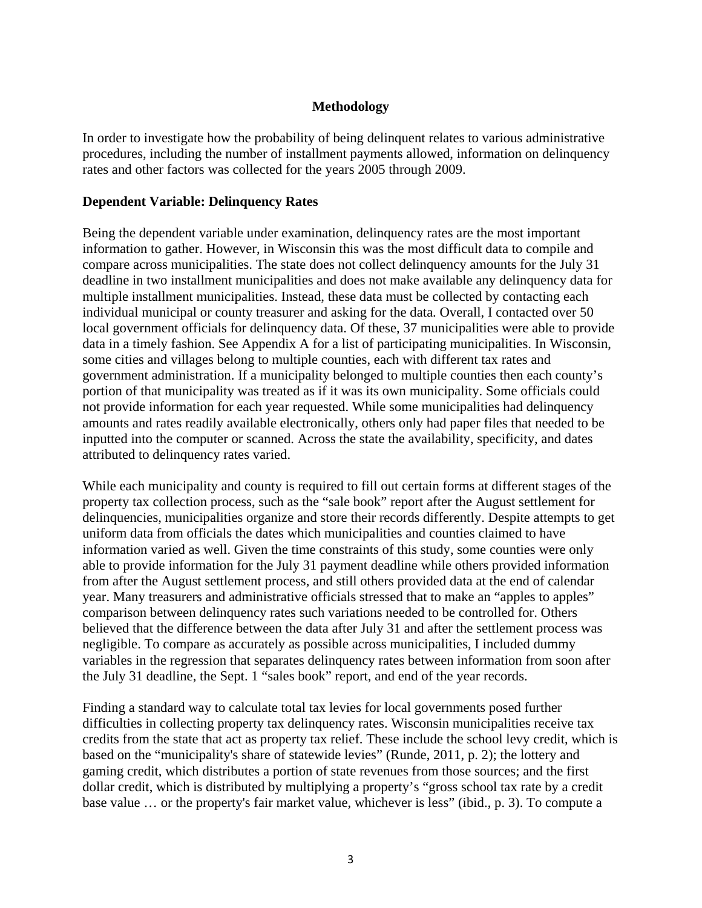## Methodology

In order to investigate how the probability of being delinquent relates to various administrative procedures, including the number of installment payments allowed, information on delinquency rates and other factors was collected for the years 2005 through 2009.

### Dependent Variable: Delinquency Rates

Being the dependent variable under examination, delinquency rates are the most important information to gather. However, in Wisconsin this was the most difficult data to compile and compare across municipalities. The state does not collect delinquency amounts for the July 31 deadline in two installment municipalities and does not make available any delinquency data for multiple installment municipalities. Instead, these data must be collected by contacting each individual municipal or county treasurer and asking for the data. Overall, I contacted over 50 local government officials for delinquency data. Of these, 37 municipalities were able to provide data in a timely fashion. See Appendix A for a list of participating municipalities. In Wisconsin, some cities and villages belong to multiple counties, each with different tax rates and government administration. If a municipality belonged to multiple counties then each county's portion of that municipality was treated as if it was its own municipality. Some officials could not provide information for each year requested. While some municipalities had delinquency amounts and rates readily available electronically, others only had paper files that needed to be inputted into the computer or scanned. Across the state the availability, specificity, and dates attributed to delinquency rates varied.

While each municipality and county is required to fill out certain forms at different stages of the property tax collection process, such as the "sale book" report after the August settlement for delinquencies, municipalities organize and store their records differently. Despite attempts to get uniform data from officials the dates which municipalities and counties claimed to have information varied as well. Given the time constraints of this study, some counties were only able to provide information for the July 31 payment deadline while others provided information from after the August settlement process, and still others provided data at the end of calendar year. Many treasurers and administrative officials stressed that to make an "apples to apples" comparison between delinquency rates such variations needed to be controlled for. Others believed that the difference between the data after July 31 and after the settlement process was negligible. To compare as accurately as possible across municipalities, I included dummy variables in the regression that separates delinquency rates between information from soon after the July 31 deadline, the Sept. 1 "sales book" report, and end of the year records.

Finding a standard way to calculate total tax levies for local governments posed further difficulties in collecting property tax delinquency rates. Wisconsin municipalities receive tax credits from the state that act as property tax relief. These include the school levy credit, which is based on the "municipality's share of statewide levies" (Runde, 2011, p. 2); the lottery and gaming credit, which distributes a portion of state revenues from those sources; and the first dollar credit, which is distributed by multiplying a property's "gross school tax rate by a credit base value … or the property's fair market value, whichever is less" (ibid., p. 3). To compute a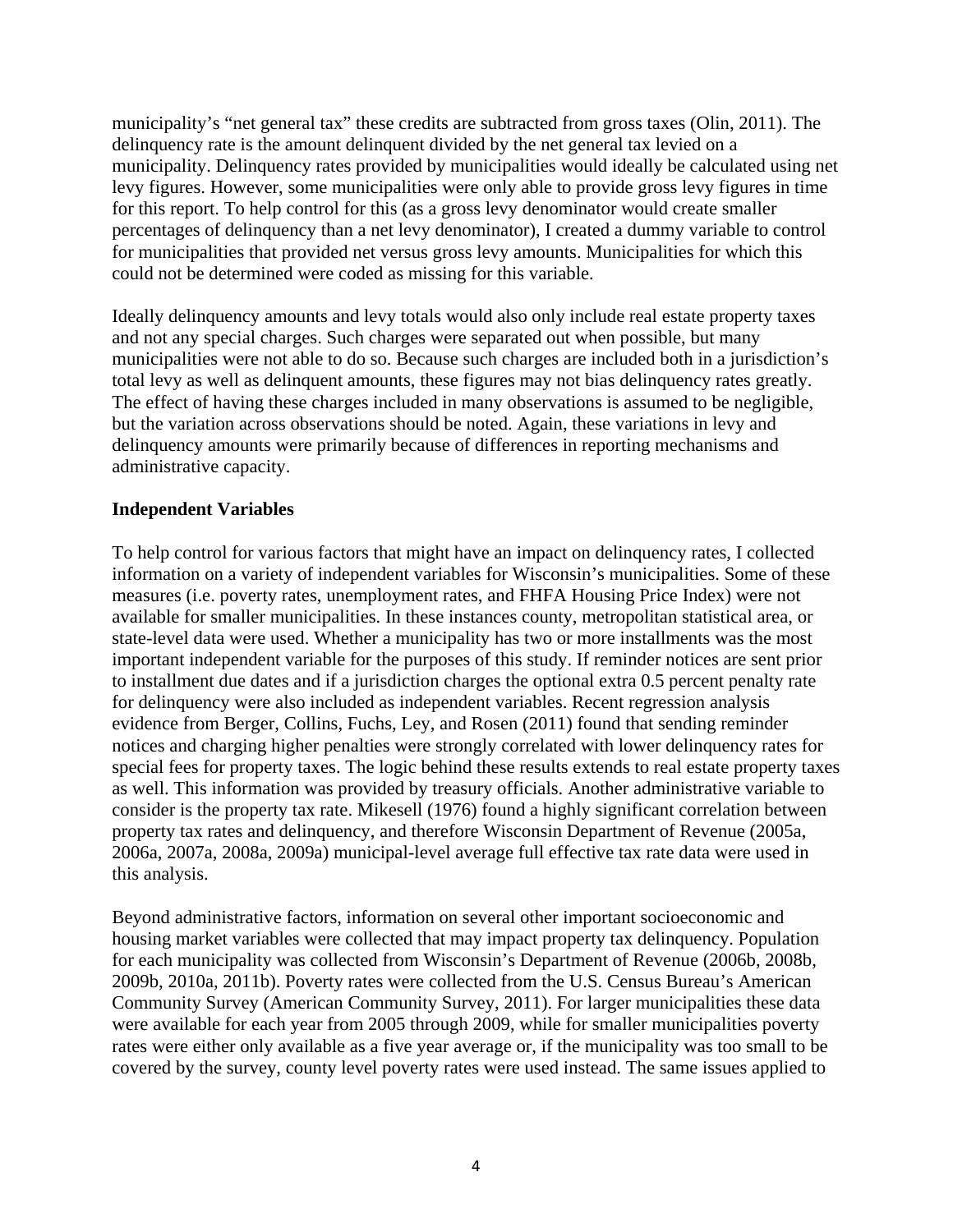municipality's "net general tax" these credits are subtracted from gross taxes (Olin, 2011). The delinquency rate is the amount delinquent divided by the net general tax levied on a municipality. Delinquency rates provided by municipalities would ideally be calculated using net levy figures. However, some municipalities were only able to provide gross levy figures in time for this report. To help control for this (as a gross levy denominator would create smaller percentages of delinquency than a net levy denominator), I created a dummy variable to control for municipalities that provided net versus gross levy amounts. Municipalities for which this could not be determined were coded as missing for this variable.

Ideally delinquency amounts and levy totals would also only include real estate property taxes and not any special charges. Such charges were separated out when possible, but many municipalities were not able to do so. Because such charges are included both in a jurisdiction's total levy as well as delinquent amounts, these figures may not bias delinquency rates greatly. The effect of having these charges included in many observations is assumed to be negligible, but the variation across observations should be noted. Again, these variations in levy and delinquency amounts were primarily because of differences in reporting mechanisms and administrative capacity.

### Independent Variables

To help control for various factors that might have an impact on delinquency rates, I collected information on a variety of independent variables for Wisconsin's municipalities. Some of these measures (i.e. poverty rates, unemployment rates, and FHFA Housing Price Index) were not available for smaller municipalities. In these instances county, metropolitan statistical area, or state-level data were used. Whether a municipality has two or more installments was the most important independent variable for the purposes of this study. If reminder notices are sent prior to installment due dates and if a jurisdiction charges the optional extra 0.5 percent penalty rate for delinquency were also included as independent variables. Recent regression analysis evidence from Berger, Collins, Fuchs, Ley, and Rosen (2011) found that sending reminder notices and charging higher penalties were strongly correlated with lower delinquency rates for special fees for property taxes. The logic behind these results extends to real estate property taxes as well. This information was provided by treasury officials. Another administrative variable to consider is the property tax rate. Mikesell (1976) found a highly significant correlation between property tax rates and delinquency, and therefore Wisconsin Department of Revenue (2005a, 2006a, 2007a, 2008a, 2009a) municipal-level average full effective tax rate data were used in this analysis.

Beyond administrative factors, information on several other important socioeconomic and housing market variables were collected that may impact property tax delinquency. Population for each municipality was collected from Wisconsin's Department of Revenue (2006b, 2008b, 2009b, 2010a, 2011b). Poverty rates were collected from the U.S. Census Bureau's American Community Survey (American Community Survey, 2011). For larger municipalities these data were available for each year from 2005 through 2009, while for smaller municipalities poverty rates were either only available as a five year average or, if the municipality was too small to be covered by the survey, county level poverty rates were used instead. The same issues applied to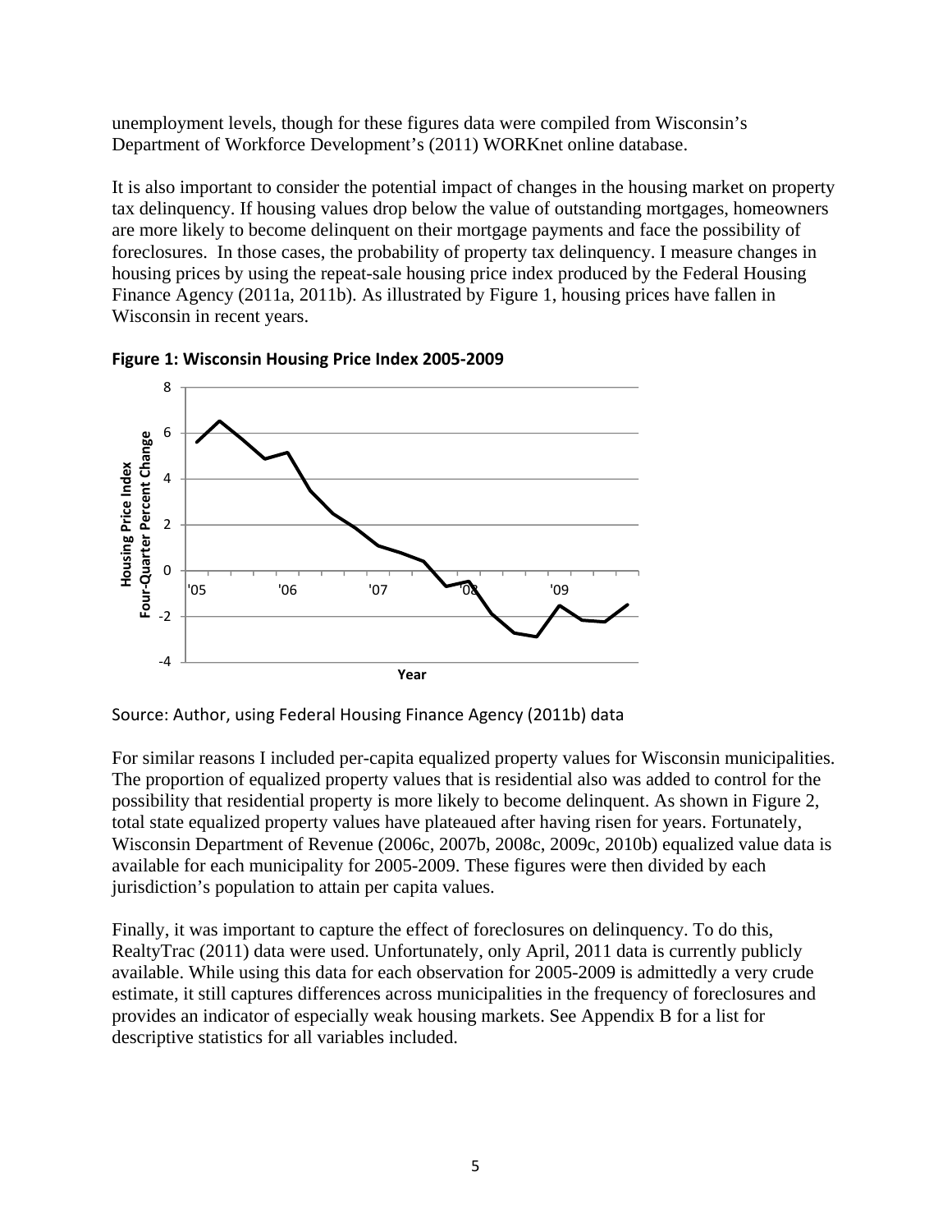unemployment levels, though for these figures data were compiled from Wisconsin's Department of Workforce Development's (2011) WORKnet online database.

It is also important to consider the potential impact of changes in the housing market on property tax delinquency. If housing values drop below the value of outstanding mortgages, homeowners are more likely to become delinquent on their mortgage payments and face the possibility of foreclosures. In those cases, the probability of property tax delinquency. I measure changes in housing prices by using the repeat-sale housing price index produced by the Federal Housing Finance Agency (2011a, 2011b). As illustrated by Figure 1, housing prices have fallen in Wisconsin in recent years.

**Figure 1: Wisconsin Housing Price Index 2005-2009**

Source: Author, using Federal Housing Finance Agency (2011b) data

For similar reasons I included per-capita equalized property values for Wisconsin municipalities. The proportion of equalized property values that is residential also was added to control for the possibility that residential property is more likely to become delinquent. As shown in Figure 2, total state equalized property values have plateaued after having risen for years. Fortunately, Wisconsin Department of Revenue (2006c, 2007b, 2008c, 2009c, 2010b) equalized value data is available for each municipality for 2005-2009. These figures were then divided by each jurisdiction's population to attain per capita values.

Finally, it was important to capture the effect of foreclosures on delinquency. To do this, RealtyTrac (2011) data were used. Unfortunately, only April, 2011 data is currently publicly available. While using this data for each observation for 2005-2009 is admittedly a very crude estimate, it still captures differences across municipalities in the frequency of foreclosures and provides an indicator of especially weak housing markets. See Appendix B for a list for descriptive statistics for all variables included.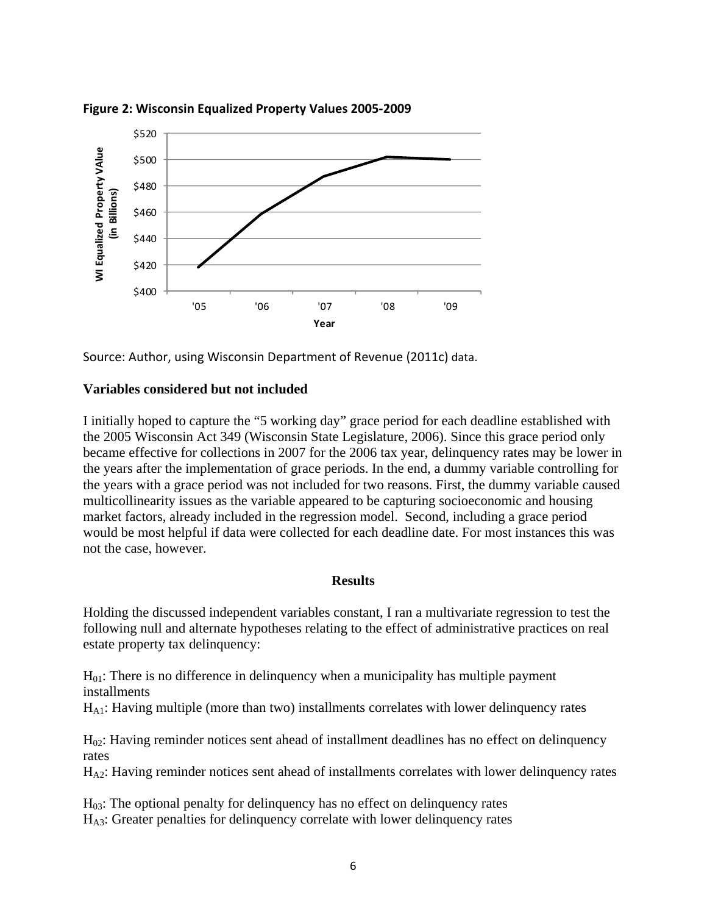**Figure 2: Wisconsin Equalized Property Values 2005-2009**

Source: Author, using Wisconsin Department of Revenue (2011c) data.

### Variables considered but not included

I initially hoped to capture the "5 working day" grace period for each deadline established with the 2005 Wisconsin Act 349 (Wisconsin State Legislature, 2006). Since this grace period only became effective for collections in 2007 for the 2006 tax year, delinquency rates may be lower in the years after the implementation of grace periods. In the end, a dummy variable controlling for the years with a grace period was not included for two reasons. First, the dummy variable caused multicollinearity issues as the variable appeared to be capturing socioeconomic and housing market factors, already included in the regression model. Second, including a grace period would be most helpful if data were collected for each deadline date. For most instances this was not the case, however.

## Results

Holding the discussed independent variables constant, I ran a multivariate regression to test the following null and alternate hypotheses relating to the effect of administrative practices on real estate property tax delinquency:

$H_{01}$: There is no difference in delinquency when a municipality has multiple payment installments
$H_{A1}$: Having multiple (more than two) installments correlates with lower delinquency rates

$H_{02}$: Having reminder notices sent ahead of installment deadlines has no effect on delinquency rates
$H_{A2}$: Having reminder notices sent ahead of installments correlates with lower delinquency rates

$H_{03}$: The optional penalty for delinquency has no effect on delinquency rates
$H_{A3}$: Greater penalties for delinquency correlate with lower delinquency rates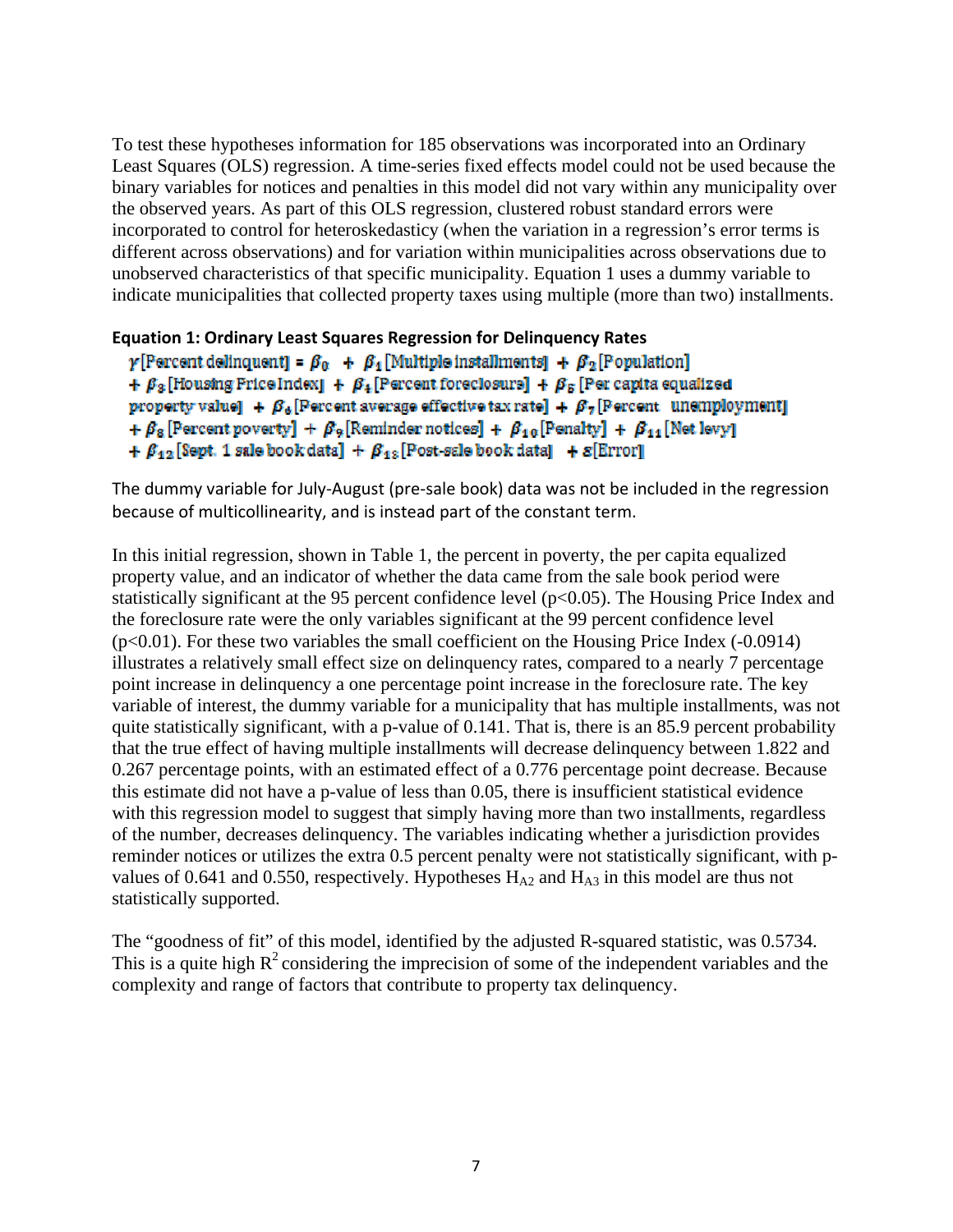To test these hypotheses information for 185 observations was incorporated into an Ordinary Least Squares (OLS) regression. A time-series fixed effects model could not be used because the binary variables for notices and penalties in this model did not vary within any municipality over the observed years. As part of this OLS regression, clustered robust standard errors were incorporated to control for heteroskedasticy (when the variation in a regression's error terms is different across observations) and for variation within municipalities across observations due to unobserved characteristics of that specific municipality. Equation 1 uses a dummy variable to indicate municipalities that collected property taxes using multiple (more than two) installments.

#### Equation 1: Ordinary Least Squares Regression for Delinquency Rates

$$\gamma[\text{Percent delinquent}] = \beta_0 + \beta_1[\text{Multiple installments}] + \beta_2[\text{Population}] + \beta_3[\text{Housing Price Index}] + \beta_4[\text{Percent foreclosure}] + \beta_5[\text{Per capita equalized property value}] + \beta_6[\text{Percent average effective tax rate}] + \beta_7[\text{Percent unemployment}] + \beta_8[\text{Percent poverty}] + \beta_9[\text{Reminder notices}] + \beta_{10}[\text{Penalty}] + \beta_{11}[\text{Net levy}] + \beta_{12}[\text{Sept. 1 sale book data}] + \beta_{13}[\text{Post-sale book data}] + \varepsilon[\text{Error}]$$

The dummy variable for July-August (pre-sale book) data was not be included in the regression because of multicollinearity, and is instead part of the constant term.

In this initial regression, shown in Table 1, the percent in poverty, the per capita equalized property value, and an indicator of whether the data came from the sale book period were statistically significant at the 95 percent confidence level ($p<0.05$). The Housing Price Index and the foreclosure rate were the only variables significant at the 99 percent confidence level ($p<0.01$). For these two variables the small coefficient on the Housing Price Index (-0.0914) illustrates a relatively small effect size on delinquency rates, compared to a nearly 7 percentage point increase in delinquency a one percentage point increase in the foreclosure rate. The key variable of interest, the dummy variable for a municipality that has multiple installments, was not quite statistically significant, with a p-value of 0.141. That is, there is an 85.9 percent probability that the true effect of having multiple installments will decrease delinquency between 1.822 and 0.267 percentage points, with an estimated effect of a 0.776 percentage point decrease. Because this estimate did not have a p-value of less than 0.05, there is insufficient statistical evidence with this regression model to suggest that simply having more than two installments, regardless of the number, decreases delinquency. The variables indicating whether a jurisdiction provides reminder notices or utilizes the extra 0.5 percent penalty were not statistically significant, with p-values of 0.641 and 0.550, respectively. Hypotheses $H_{A2}$ and $H_{A3}$ in this model are thus not statistically supported.

The "goodness of fit" of this model, identified by the adjusted R-squared statistic, was 0.5734. This is a quite high $R^2$ considering the imprecision of some of the independent variables and the complexity and range of factors that contribute to property tax delinquency.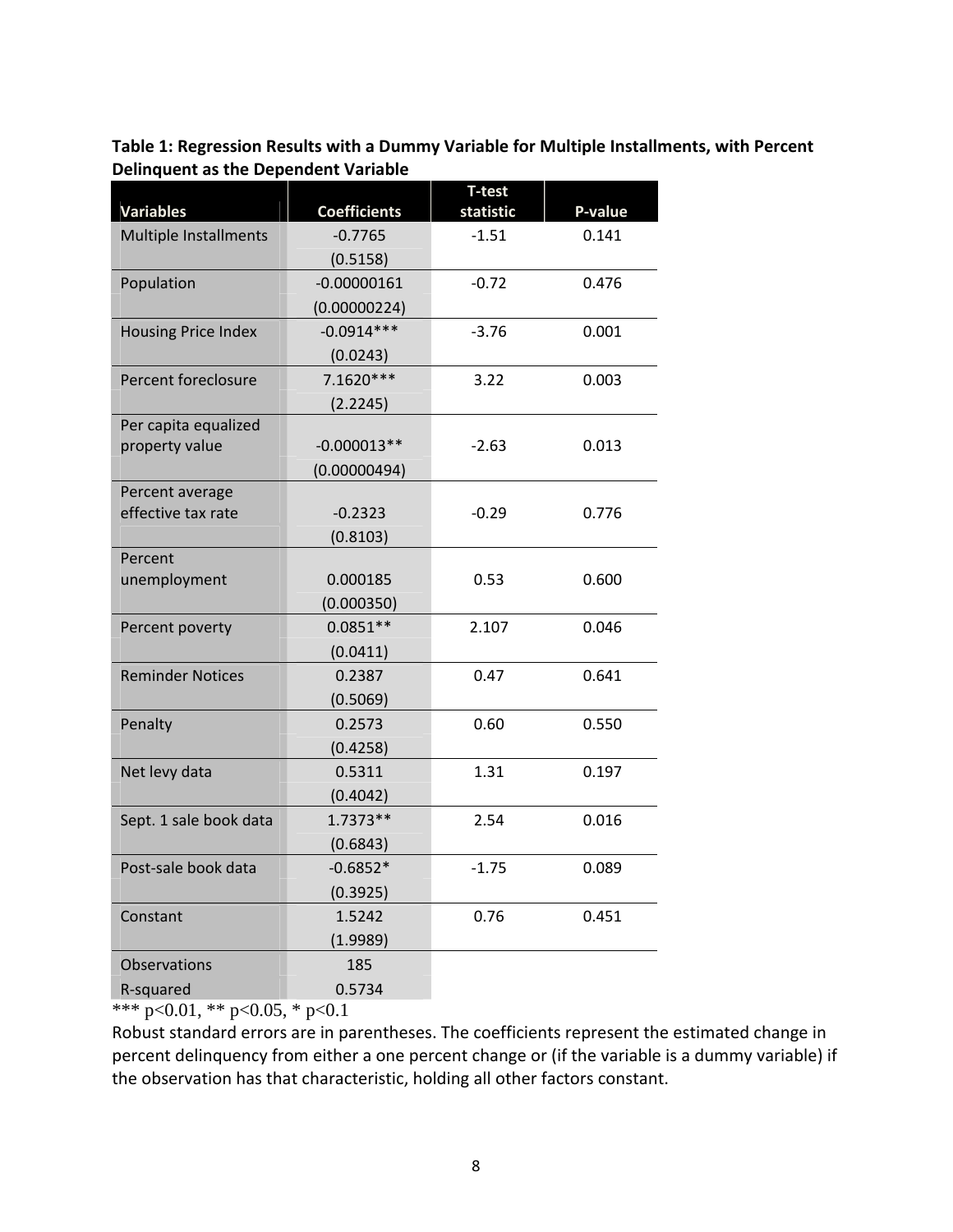**Table 1: Regression Results with a Dummy Variable for Multiple Installments, with Percent Delinquent as the Dependent Variable**

| Variables | Coefficients | T-test statistic | P-value |
|---|---|---|---|
| Multiple Installments | -0.7765 | -1.51 | 0.141 |
| | (0.5158) | | |
| Population | -0.00000161 | -0.72 | 0.476 |
| | (0.00000224) | | |
| Housing Price Index | -0.0914*** | -3.76 | 0.001 |
| | (0.0243) | | |
| Percent foreclosure | 7.1620*** | 3.22 | 0.003 |
| | (2.2245) | | |
| Per capita equalized property value | -0.000013** | -2.63 | 0.013 |
| | (0.00000494) | | |
| Percent average effective tax rate | -0.2323 | -0.29 | 0.776 |
| | (0.8103) | | |
| Percent unemployment | 0.000185 | 0.53 | 0.600 |
| | (0.000350) | | |
| Percent poverty | 0.0851** | 2.107 | 0.046 |
| | (0.0411) | | |
| Reminder Notices | 0.2387 | 0.47 | 0.641 |
| | (0.5069) | | |
| Penalty | 0.2573 | 0.60 | 0.550 |
| | (0.4258) | | |
| Net levy data | 0.5311 | 1.31 | 0.197 |
| | (0.4042) | | |
| Sept. 1 sale book data | 1.7373** | 2.54 | 0.016 |
| | (0.6843) | | |
| Post-sale book data | -0.6852* | -1.75 | 0.089 |
| | (0.3925) | | |
| Constant | 1.5242 | 0.76 | 0.451 |
| | (1.9989) | | |
| Observations | 185 | | |
| R-squared | 0.5734 | | |

*** $p<0.01$, ** $p<0.05$, * $p<0.1$

Robust standard errors are in parentheses. The coefficients represent the estimated change in percent delinquency from either a one percent change or (if the variable is a dummy variable) if the observation has that characteristic, holding all other factors constant.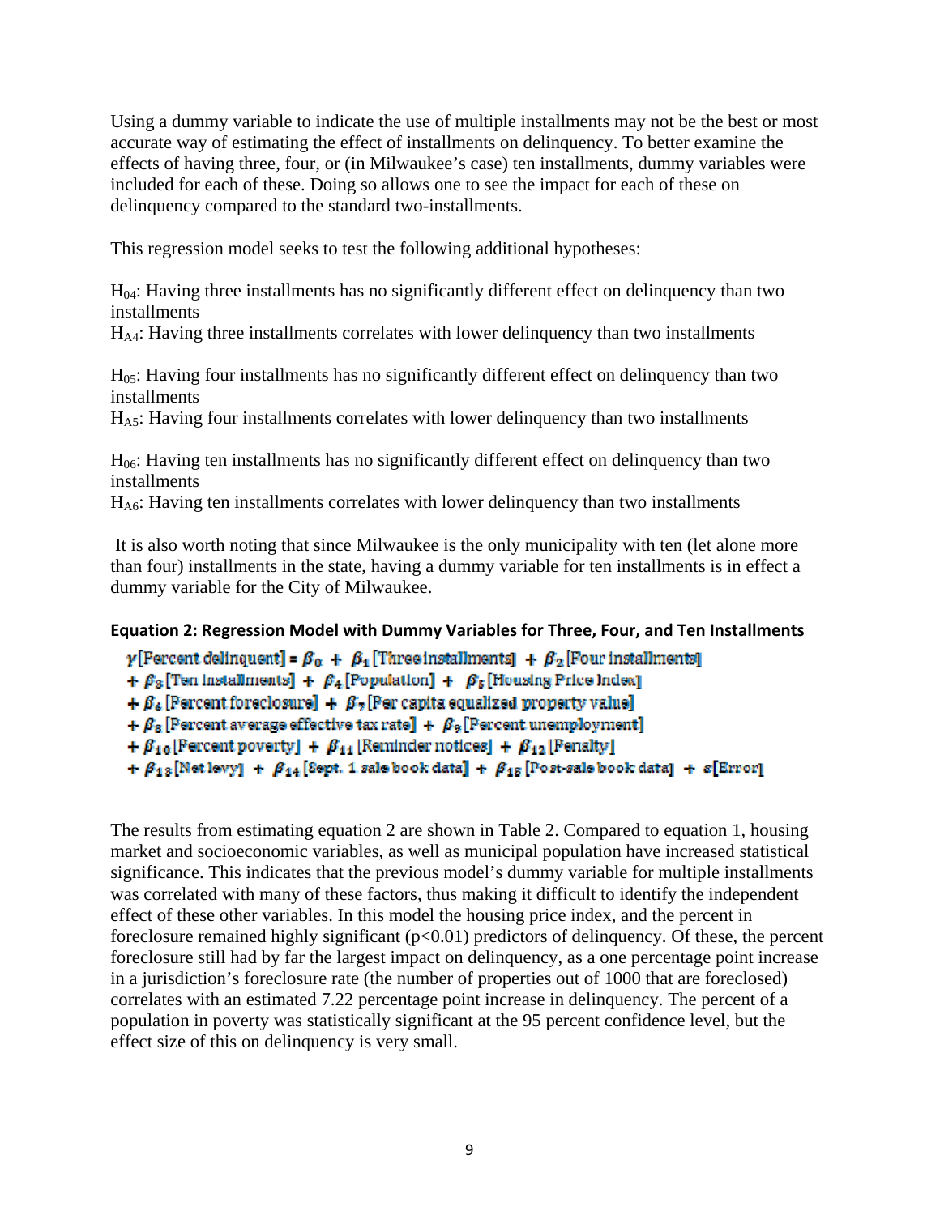Using a dummy variable to indicate the use of multiple installments may not be the best or most accurate way of estimating the effect of installments on delinquency. To better examine the effects of having three, four, or (in Milwaukee's case) ten installments, dummy variables were included for each of these. Doing so allows one to see the impact for each of these on delinquency compared to the standard two-installments.

This regression model seeks to test the following additional hypotheses:

$H_{04}$: Having three installments has no significantly different effect on delinquency than two installments
$H_{A4}$: Having three installments correlates with lower delinquency than two installments

$H_{05}$: Having four installments has no significantly different effect on delinquency than two installments
$H_{A5}$: Having four installments correlates with lower delinquency than two installments

$H_{06}$: Having ten installments has no significantly different effect on delinquency than two installments
$H_{A6}$: Having ten installments correlates with lower delinquency than two installments

It is also worth noting that since Milwaukee is the only municipality with ten (let alone more than four) installments in the state, having a dummy variable for ten installments is in effect a dummy variable for the City of Milwaukee.

**Equation 2: Regression Model with Dummy Variables for Three, Four, and Ten Installments**

$$\begin{aligned}
y[\text{Percent delinquent}] = \ & \beta_0 + \beta_1[\text{Three installments}] + \beta_2[\text{Four installments}] \\
& + \beta_3[\text{Ten installments}] + \beta_4[\text{Population}] + \beta_5[\text{Housing Price Index}] \\
& + \beta_6[\text{Percent foreclosure}] + \beta_7[\text{Per capita equalized property value}] \\
& + \beta_8[\text{Percent average effective tax rate}] + \beta_9[\text{Percent unemployment}] \\
& + \beta_{10}[\text{Percent poverty}] + \beta_{11}[\text{Reminder notices}] + \beta_{12}[\text{Penalty}] \\
& + \beta_{13}[\text{Net levy}] + \beta_{14}[\text{Sept. 1 sale book data}] + \beta_{15}[\text{Post-sale book data}] + \varepsilon[\text{Error}]
\end{aligned}$$

The results from estimating equation 2 are shown in Table 2. Compared to equation 1, housing market and socioeconomic variables, as well as municipal population have increased statistical significance. This indicates that the previous model's dummy variable for multiple installments was correlated with many of these factors, thus making it difficult to identify the independent effect of these other variables. In this model the housing price index, and the percent in foreclosure remained highly significant ($p<0.01$) predictors of delinquency. Of these, the percent foreclosure still had by far the largest impact on delinquency, as a one percentage point increase in a jurisdiction's foreclosure rate (the number of properties out of 1000 that are foreclosed) correlates with an estimated 7.22 percentage point increase in delinquency. The percent of a population in poverty was statistically significant at the 95 percent confidence level, but the effect size of this on delinquency is very small.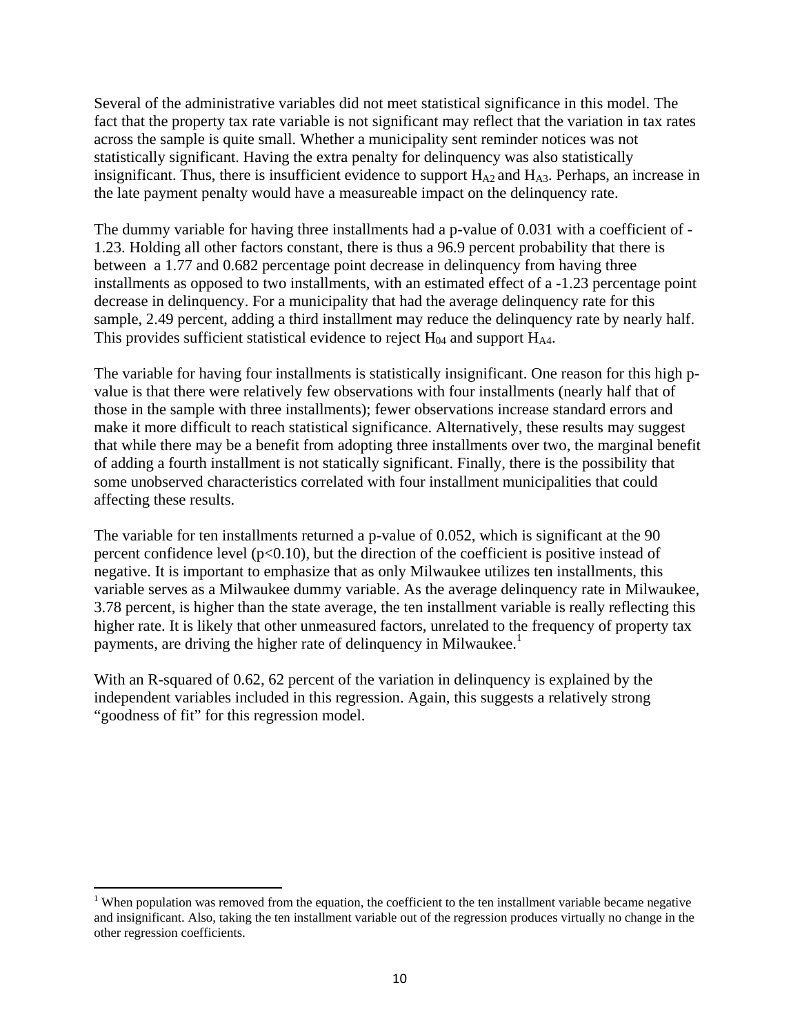Several of the administrative variables did not meet statistical significance in this model. The fact that the property tax rate variable is not significant may reflect that the variation in tax rates across the sample is quite small. Whether a municipality sent reminder notices was not statistically significant. Having the extra penalty for delinquency was also statistically insignificant. Thus, there is insufficient evidence to support $H_{A2}$ and $H_{A3}$. Perhaps, an increase in the late payment penalty would have a measureable impact on the delinquency rate.

The dummy variable for having three installments had a p-value of 0.031 with a coefficient of -1.23. Holding all other factors constant, there is thus a 96.9 percent probability that there is between a 1.77 and 0.682 percentage point decrease in delinquency from having three installments as opposed to two installments, with an estimated effect of a -1.23 percentage point decrease in delinquency. For a municipality that had the average delinquency rate for this sample, 2.49 percent, adding a third installment may reduce the delinquency rate by nearly half. This provides sufficient statistical evidence to reject $H_{04}$ and support $H_{A4}$.

The variable for having four installments is statistically insignificant. One reason for this high p-value is that there were relatively few observations with four installments (nearly half that of those in the sample with three installments); fewer observations increase standard errors and make it more difficult to reach statistical significance. Alternatively, these results may suggest that while there may be a benefit from adopting three installments over two, the marginal benefit of adding a fourth installment is not statically significant. Finally, there is the possibility that some unobserved characteristics correlated with four installment municipalities that could affecting these results.

The variable for ten installments returned a p-value of 0.052, which is significant at the 90 percent confidence level ($p<0.10$), but the direction of the coefficient is positive instead of negative. It is important to emphasize that as only Milwaukee utilizes ten installments, this variable serves as a Milwaukee dummy variable. As the average delinquency rate in Milwaukee, 3.78 percent, is higher than the state average, the ten installment variable is really reflecting this higher rate. It is likely that other unmeasured factors, unrelated to the frequency of property tax payments, are driving the higher rate of delinquency in Milwaukee.[1]

With an R-squared of 0.62, 62 percent of the variation in delinquency is explained by the independent variables included in this regression. Again, this suggests a relatively strong "goodness of fit" for this regression model.

---

[1] When population was removed from the equation, the coefficient to the ten installment variable became negative and insignificant. Also, taking the ten installment variable out of the regression produces virtually no change in the other regression coefficients.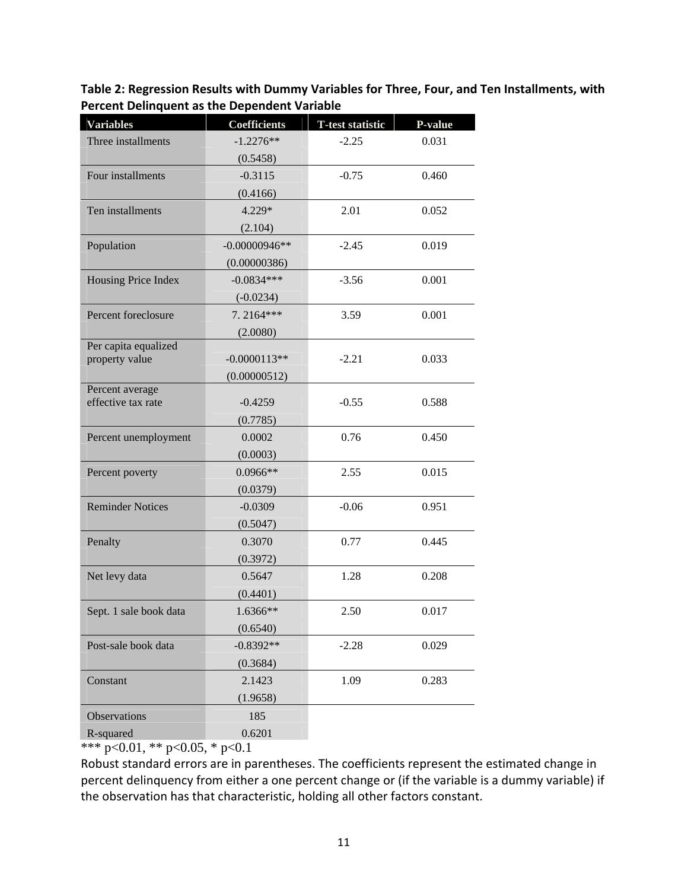**Table 2: Regression Results with Dummy Variables for Three, Four, and Ten Installments, with Percent Delinquent as the Dependent Variable**

| Variables | Coefficients | T-test statistic | P-value |
|---|---|---|---|
| Three installments | -1.2276** | -2.25 | 0.031 |
| | (0.5458) | | |
| Four installments | -0.3115 | -0.75 | 0.460 |
| | (0.4166) | | |
| Ten installments | 4.229* | 2.01 | 0.052 |
| | (2.104) | | |
| Population | -0.00000946** | -2.45 | 0.019 |
| | (0.00000386) | | |
| Housing Price Index | -0.0834*** | -3.56 | 0.001 |
| | (-0.0234) | | |
| Percent foreclosure | 7. 2164*** | 3.59 | 0.001 |
| | (2.0080) | | |
| Per capita equalized property value | -0.0000113** | -2.21 | 0.033 |
| | (0.00000512) | | |
| Percent average effective tax rate | -0.4259 | -0.55 | 0.588 |
| | (0.7785) | | |
| Percent unemployment | 0.0002 | 0.76 | 0.450 |
| | (0.0003) | | |
| Percent poverty | 0.0966** | 2.55 | 0.015 |
| | (0.0379) | | |
| Reminder Notices | -0.0309 | -0.06 | 0.951 |
| | (0.5047) | | |
| Penalty | 0.3070 | 0.77 | 0.445 |
| | (0.3972) | | |
| Net levy data | 0.5647 | 1.28 | 0.208 |
| | (0.4401) | | |
| Sept. 1 sale book data | 1.6366** | 2.50 | 0.017 |
| | (0.6540) | | |
| Post-sale book data | -0.8392** | -2.28 | 0.029 |
| | (0.3684) | | |
| Constant | 2.1423 | 1.09 | 0.283 |
| | (1.9658) | | |
| Observations | 185 | | |
| R-squared | 0.6201 | | |

*** $p<0.01$, ** $p<0.05$, * $p<0.1$

Robust standard errors are in parentheses. The coefficients represent the estimated change in percent delinquency from either a one percent change or (if the variable is a dummy variable) if the observation has that characteristic, holding all other factors constant.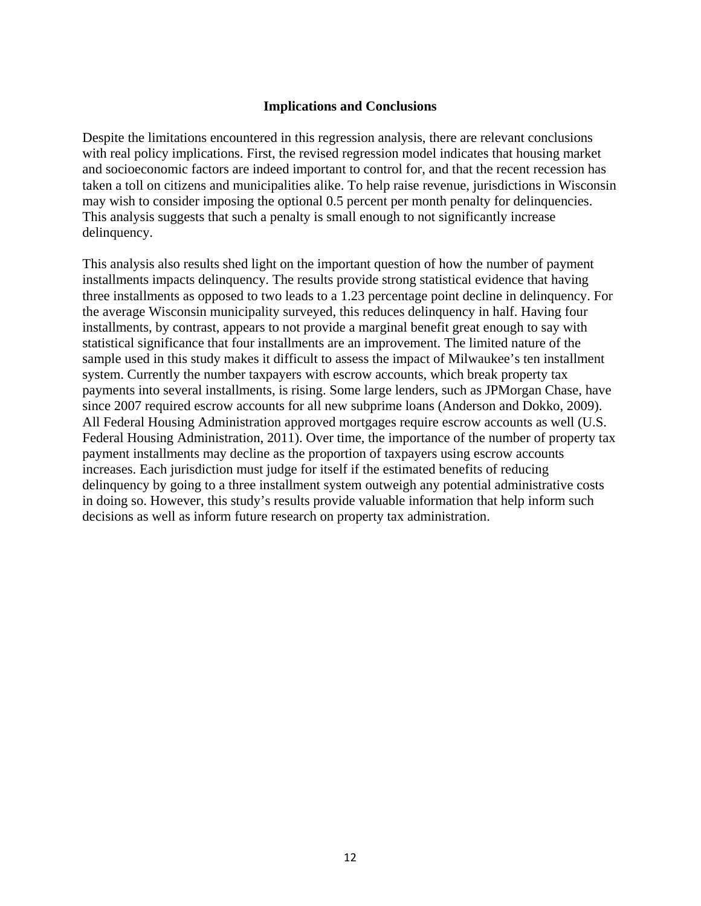## Implications and Conclusions

Despite the limitations encountered in this regression analysis, there are relevant conclusions with real policy implications. First, the revised regression model indicates that housing market and socioeconomic factors are indeed important to control for, and that the recent recession has taken a toll on citizens and municipalities alike. To help raise revenue, jurisdictions in Wisconsin may wish to consider imposing the optional 0.5 percent per month penalty for delinquencies. This analysis suggests that such a penalty is small enough to not significantly increase delinquency.

This analysis also results shed light on the important question of how the number of payment installments impacts delinquency. The results provide strong statistical evidence that having three installments as opposed to two leads to a 1.23 percentage point decline in delinquency. For the average Wisconsin municipality surveyed, this reduces delinquency in half. Having four installments, by contrast, appears to not provide a marginal benefit great enough to say with statistical significance that four installments are an improvement. The limited nature of the sample used in this study makes it difficult to assess the impact of Milwaukee's ten installment system. Currently the number taxpayers with escrow accounts, which break property tax payments into several installments, is rising. Some large lenders, such as JPMorgan Chase, have since 2007 required escrow accounts for all new subprime loans (Anderson and Dokko, 2009). All Federal Housing Administration approved mortgages require escrow accounts as well (U.S. Federal Housing Administration, 2011). Over time, the importance of the number of property tax payment installments may decline as the proportion of taxpayers using escrow accounts increases. Each jurisdiction must judge for itself if the estimated benefits of reducing delinquency by going to a three installment system outweigh any potential administrative costs in doing so. However, this study's results provide valuable information that help inform such decisions as well as inform future research on property tax administration.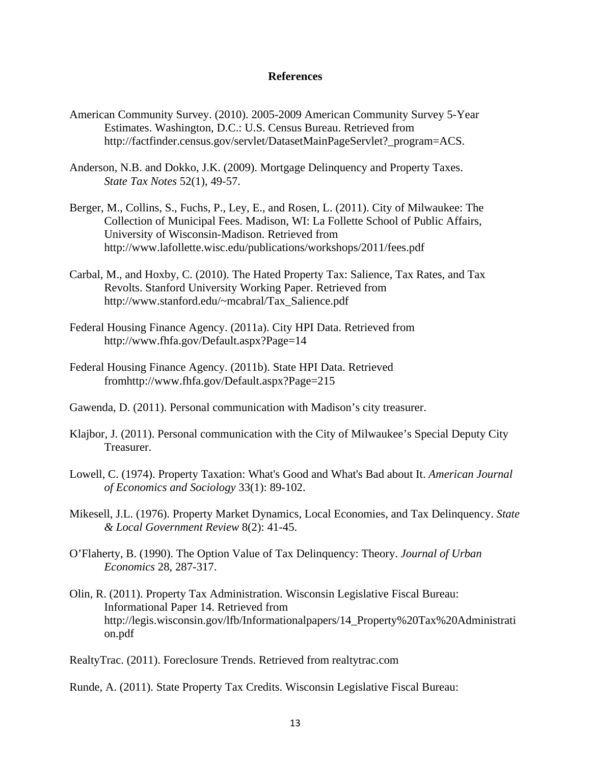## References

American Community Survey. (2010). 2005-2009 American Community Survey 5-Year Estimates. Washington, D.C.: U.S. Census Bureau. Retrieved from http://factfinder.census.gov/servlet/DatasetMainPageServlet?_program=ACS.

Anderson, N.B. and Dokko, J.K. (2009). Mortgage Delinquency and Property Taxes. *State Tax Notes* 52(1), 49-57.

Berger, M., Collins, S., Fuchs, P., Ley, E., and Rosen, L. (2011). City of Milwaukee: The Collection of Municipal Fees. Madison, WI: La Follette School of Public Affairs, University of Wisconsin-Madison. Retrieved from http://www.lafollette.wisc.edu/publications/workshops/2011/fees.pdf

Carbal, M., and Hoxby, C. (2010). The Hated Property Tax: Salience, Tax Rates, and Tax Revolts. Stanford University Working Paper. Retrieved from http://www.stanford.edu/~mcabral/Tax_Salience.pdf

Federal Housing Finance Agency. (2011a). City HPI Data. Retrieved from http://www.fhfa.gov/Default.aspx?Page=14

Federal Housing Finance Agency. (2011b). State HPI Data. Retrieved fromhttp://www.fhfa.gov/Default.aspx?Page=215

Gawenda, D. (2011). Personal communication with Madison's city treasurer.

Klajbor, J. (2011). Personal communication with the City of Milwaukee's Special Deputy City Treasurer.

Lowell, C. (1974). Property Taxation: What's Good and What's Bad about It. *American Journal of Economics and Sociology* 33(1): 89-102.

Mikesell, J.L. (1976). Property Market Dynamics, Local Economies, and Tax Delinquency. *State & Local Government Review* 8(2): 41-45.

O'Flaherty, B. (1990). The Option Value of Tax Delinquency: Theory. *Journal of Urban Economics* 28, 287-317.

Olin, R. (2011). Property Tax Administration. Wisconsin Legislative Fiscal Bureau: Informational Paper 14. Retrieved from http://legis.wisconsin.gov/lfb/Informationalpapers/14_Property%20Tax%20Administration.pdf

RealtyTrac. (2011). Foreclosure Trends. Retrieved from realtytrac.com

Runde, A. (2011). State Property Tax Credits. Wisconsin Legislative Fiscal Bureau: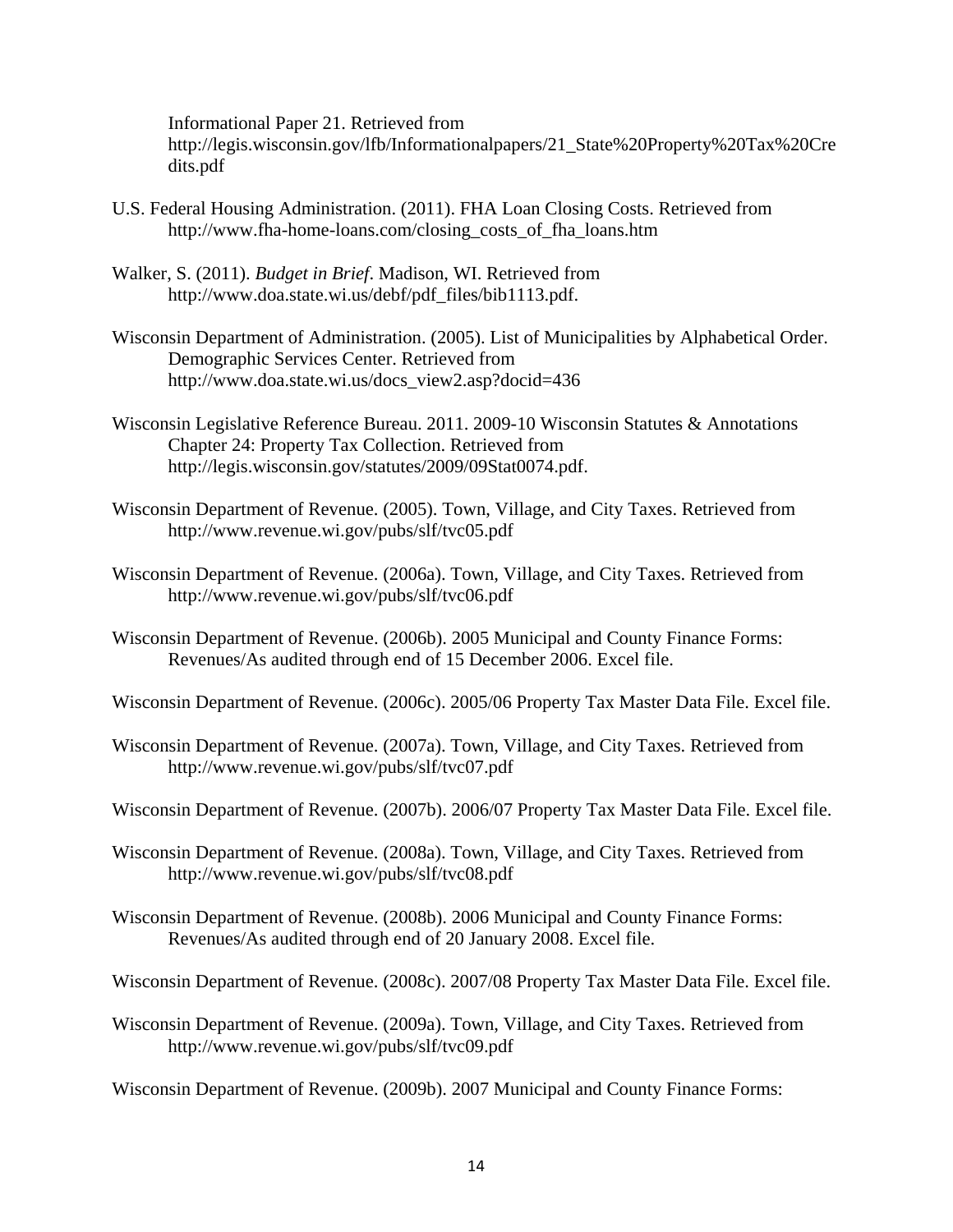Informational Paper 21. Retrieved from http://legis.wisconsin.gov/lfb/Informationalpapers/21_State%20Property%20Tax%20Credits.pdf

U.S. Federal Housing Administration. (2011). FHA Loan Closing Costs. Retrieved from http://www.fha-home-loans.com/closing_costs_of_fha_loans.htm

Walker, S. (2011). *Budget in Brief*. Madison, WI. Retrieved from http://www.doa.state.wi.us/debf/pdf_files/bib1113.pdf.

Wisconsin Department of Administration. (2005). List of Municipalities by Alphabetical Order. Demographic Services Center. Retrieved from http://www.doa.state.wi.us/docs_view2.asp?docid=436

Wisconsin Legislative Reference Bureau. 2011. 2009-10 Wisconsin Statutes & Annotations Chapter 24: Property Tax Collection. Retrieved from http://legis.wisconsin.gov/statutes/2009/09Stat0074.pdf.

Wisconsin Department of Revenue. (2005). Town, Village, and City Taxes. Retrieved from http://www.revenue.wi.gov/pubs/slf/tvc05.pdf

Wisconsin Department of Revenue. (2006a). Town, Village, and City Taxes. Retrieved from http://www.revenue.wi.gov/pubs/slf/tvc06.pdf

Wisconsin Department of Revenue. (2006b). 2005 Municipal and County Finance Forms: Revenues/As audited through end of 15 December 2006. Excel file.

Wisconsin Department of Revenue. (2006c). 2005/06 Property Tax Master Data File. Excel file.

Wisconsin Department of Revenue. (2007a). Town, Village, and City Taxes. Retrieved from http://www.revenue.wi.gov/pubs/slf/tvc07.pdf

Wisconsin Department of Revenue. (2007b). 2006/07 Property Tax Master Data File. Excel file.

Wisconsin Department of Revenue. (2008a). Town, Village, and City Taxes. Retrieved from http://www.revenue.wi.gov/pubs/slf/tvc08.pdf

Wisconsin Department of Revenue. (2008b). 2006 Municipal and County Finance Forms: Revenues/As audited through end of 20 January 2008. Excel file.

Wisconsin Department of Revenue. (2008c). 2007/08 Property Tax Master Data File. Excel file.

Wisconsin Department of Revenue. (2009a). Town, Village, and City Taxes. Retrieved from http://www.revenue.wi.gov/pubs/slf/tvc09.pdf

Wisconsin Department of Revenue. (2009b). 2007 Municipal and County Finance Forms: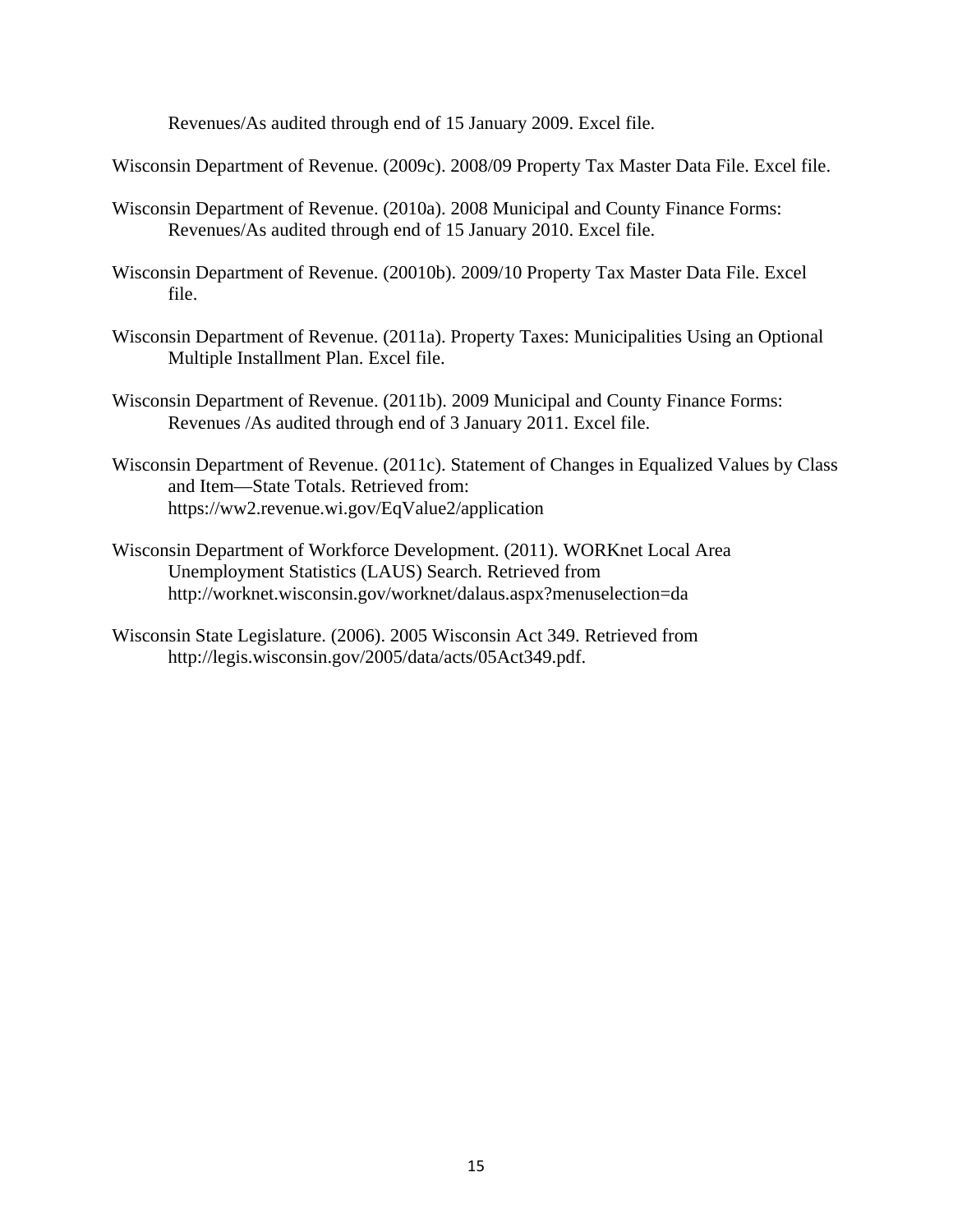Revenues/As audited through end of 15 January 2009. Excel file.

Wisconsin Department of Revenue. (2009c). 2008/09 Property Tax Master Data File. Excel file.

Wisconsin Department of Revenue. (2010a). 2008 Municipal and County Finance Forms: Revenues/As audited through end of 15 January 2010. Excel file.

Wisconsin Department of Revenue. (20010b). 2009/10 Property Tax Master Data File. Excel file.

Wisconsin Department of Revenue. (2011a). Property Taxes: Municipalities Using an Optional Multiple Installment Plan. Excel file.

Wisconsin Department of Revenue. (2011b). 2009 Municipal and County Finance Forms: Revenues /As audited through end of 3 January 2011. Excel file.

Wisconsin Department of Revenue. (2011c). Statement of Changes in Equalized Values by Class and Item—State Totals. Retrieved from: https://ww2.revenue.wi.gov/EqValue2/application

Wisconsin Department of Workforce Development. (2011). WORKnet Local Area Unemployment Statistics (LAUS) Search. Retrieved from http://worknet.wisconsin.gov/worknet/dalaus.aspx?menuselection=da

Wisconsin State Legislature. (2006). 2005 Wisconsin Act 349. Retrieved from http://legis.wisconsin.gov/2005/data/acts/05Act349.pdf.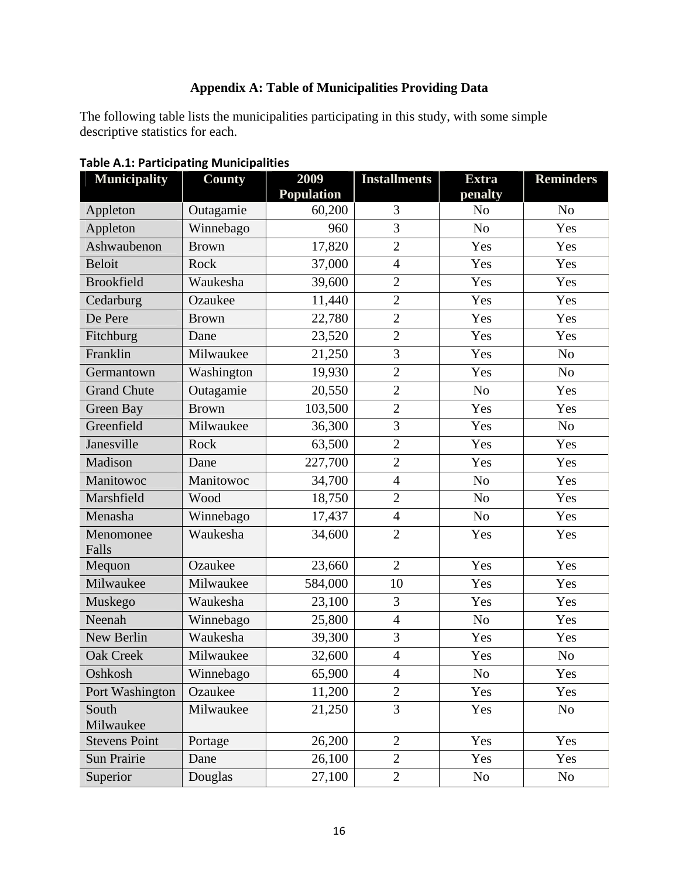## Appendix A: Table of Municipalities Providing Data

The following table lists the municipalities participating in this study, with some simple descriptive statistics for each.

**Table A.1: Participating Municipalities**

| Municipality | County | 2009 Population | Installments | Extra penalty | Reminders |
|---|---|---|---|---|---|
| Appleton | Outagamie | 60,200 | 3 | No | No |
| Appleton | Winnebago | 960 | 3 | No | Yes |
| Ashwaubenon | Brown | 17,820 | 2 | Yes | Yes |
| Beloit | Rock | 37,000 | 4 | Yes | Yes |
| Brookfield | Waukesha | 39,600 | 2 | Yes | Yes |
| Cedarburg | Ozaukee | 11,440 | 2 | Yes | Yes |
| De Pere | Brown | 22,780 | 2 | Yes | Yes |
| Fitchburg | Dane | 23,520 | 2 | Yes | Yes |
| Franklin | Milwaukee | 21,250 | 3 | Yes | No |
| Germantown | Washington | 19,930 | 2 | Yes | No |
| Grand Chute | Outagamie | 20,550 | 2 | No | Yes |
| Green Bay | Brown | 103,500 | 2 | Yes | Yes |
| Greenfield | Milwaukee | 36,300 | 3 | Yes | No |
| Janesville | Rock | 63,500 | 2 | Yes | Yes |
| Madison | Dane | 227,700 | 2 | Yes | Yes |
| Manitowoc | Manitowoc | 34,700 | 4 | No | Yes |
| Marshfield | Wood | 18,750 | 2 | No | Yes |
| Menasha | Winnebago | 17,437 | 4 | No | Yes |
| Menomonee Falls | Waukesha | 34,600 | 2 | Yes | Yes |
| Mequon | Ozaukee | 23,660 | 2 | Yes | Yes |
| Milwaukee | Milwaukee | 584,000 | 10 | Yes | Yes |
| Muskego | Waukesha | 23,100 | 3 | Yes | Yes |
| Neenah | Winnebago | 25,800 | 4 | No | Yes |
| New Berlin | Waukesha | 39,300 | 3 | Yes | Yes |
| Oak Creek | Milwaukee | 32,600 | 4 | Yes | No |
| Oshkosh | Winnebago | 65,900 | 4 | No | Yes |
| Port Washington | Ozaukee | 11,200 | 2 | Yes | Yes |
| South Milwaukee | Milwaukee | 21,250 | 3 | Yes | No |
| Stevens Point | Portage | 26,200 | 2 | Yes | Yes |
| Sun Prairie | Dane | 26,100 | 2 | Yes | Yes |
| Superior | Douglas | 27,100 | 2 | No | No |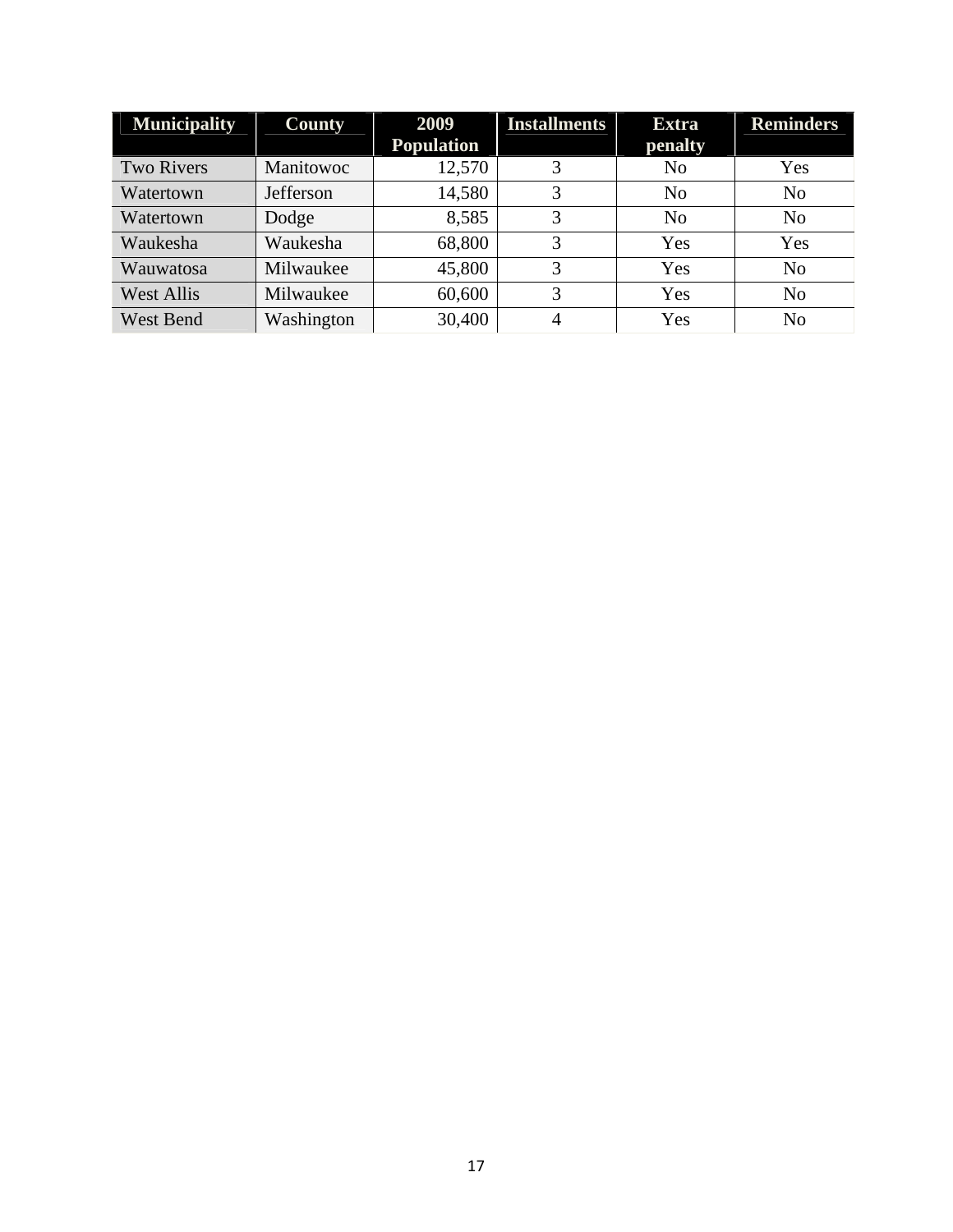| Municipality | County | 2009 Population | Installments | Extra penalty | Reminders |
|---|---|---|---|---|---|
| Two Rivers | Manitowoc | 12,570 | 3 | No | Yes |
| Watertown | Jefferson | 14,580 | 3 | No | No |
| Watertown | Dodge | 8,585 | 3 | No | No |
| Waukesha | Waukesha | 68,800 | 3 | Yes | Yes |
| Wauwatosa | Milwaukee | 45,800 | 3 | Yes | No |
| West Allis | Milwaukee | 60,600 | 3 | Yes | No |
| West Bend | Washington | 30,400 | 4 | Yes | No |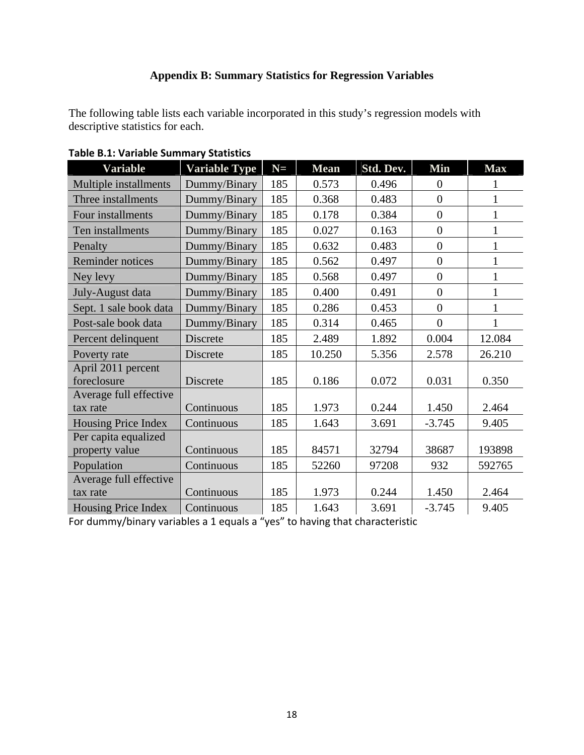### Appendix B: Summary Statistics for Regression Variables

The following table lists each variable incorporated in this study's regression models with descriptive statistics for each.

**Table B.1: Variable Summary Statistics**

| Variable | Variable Type | N= | Mean | Std. Dev. | Min | Max |
|---|---|---|---|---|---|---|
| Multiple installments | Dummy/Binary | 185 | 0.573 | 0.496 | 0 | 1 |
| Three installments | Dummy/Binary | 185 | 0.368 | 0.483 | 0 | 1 |
| Four installments | Dummy/Binary | 185 | 0.178 | 0.384 | 0 | 1 |
| Ten installments | Dummy/Binary | 185 | 0.027 | 0.163 | 0 | 1 |
| Penalty | Dummy/Binary | 185 | 0.632 | 0.483 | 0 | 1 |
| Reminder notices | Dummy/Binary | 185 | 0.562 | 0.497 | 0 | 1 |
| Ney levy | Dummy/Binary | 185 | 0.568 | 0.497 | 0 | 1 |
| July-August data | Dummy/Binary | 185 | 0.400 | 0.491 | 0 | 1 |
| Sept. 1 sale book data | Dummy/Binary | 185 | 0.286 | 0.453 | 0 | 1 |
| Post-sale book data | Dummy/Binary | 185 | 0.314 | 0.465 | 0 | 1 |
| Percent delinquent | Discrete | 185 | 2.489 | 1.892 | 0.004 | 12.084 |
| Poverty rate | Discrete | 185 | 10.250 | 5.356 | 2.578 | 26.210 |
| April 2011 percent foreclosure | Discrete | 185 | 0.186 | 0.072 | 0.031 | 0.350 |
| Average full effective tax rate | Continuous | 185 | 1.973 | 0.244 | 1.450 | 2.464 |
| Housing Price Index | Continuous | 185 | 1.643 | 3.691 | -3.745 | 9.405 |
| Per capita equalized property value | Continuous | 185 | 84571 | 32794 | 38687 | 193898 |
| Population | Continuous | 185 | 52260 | 97208 | 932 | 592765 |
| Average full effective tax rate | Continuous | 185 | 1.973 | 0.244 | 1.450 | 2.464 |
| Housing Price Index | Continuous | 185 | 1.643 | 3.691 | -3.745 | 9.405 |

For dummy/binary variables a 1 equals a "yes" to having that characteristic